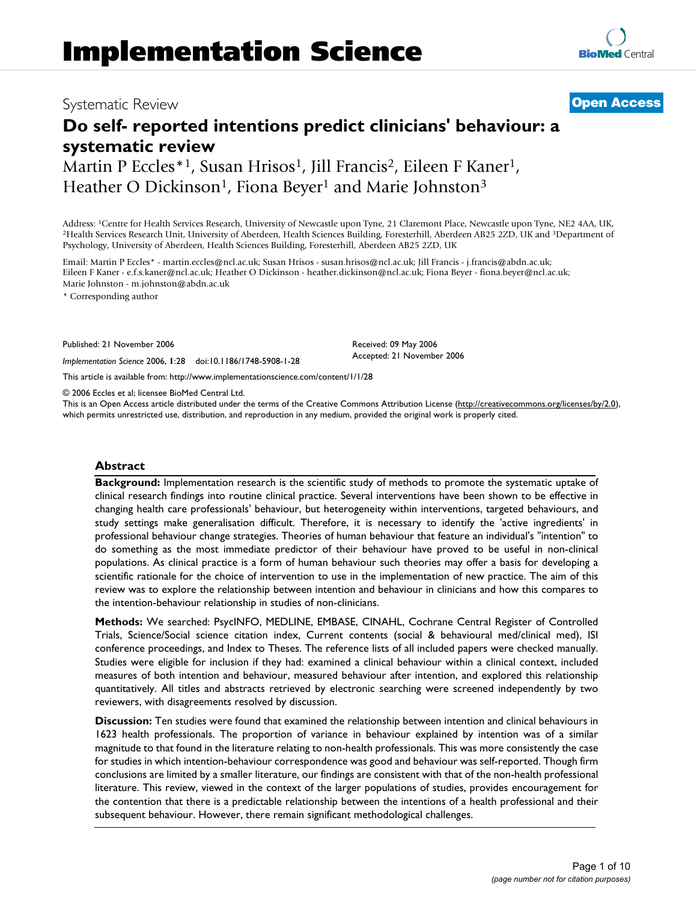# Implementation Science

Systematic Review

**Open Access**

# Do self- reported intentions predict clinicians' behaviour: a systematic review

Martin P Eccles*[1], Susan Hrisos[1], Jill Francis[2], Eileen F Kaner[1], Heather O Dickinson[1], Fiona Beyer[1] and Marie Johnston[3]

Address: [1]Centre for Health Services Research, University of Newcastle upon Tyne, 21 Claremont Place, Newcastle upon Tyne, NE2 4AA, UK, [2]Health Services Research Unit, University of Aberdeen, Health Sciences Building, Foresterhill, Aberdeen AB25 2ZD, UK and [3]Department of Psychology, University of Aberdeen, Health Sciences Building, Foresterhill, Aberdeen AB25 2ZD, UK

Email: Martin P Eccles* - martin.eccles@ncl.ac.uk; Susan Hrisos - susan.hrisos@ncl.ac.uk; Jill Francis - j.francis@abdn.ac.uk; Eileen F Kaner - e.f.s.kaner@ncl.ac.uk; Heather O Dickinson - heather.dickinson@ncl.ac.uk; Fiona Beyer - fiona.beyer@ncl.ac.uk; Marie Johnston - m.johnston@abdn.ac.uk

* Corresponding author

Published: 21 November 2006

*Implementation Science* 2006, **1**:28 doi:10.1186/1748-5908-1-28

Received: 09 May 2006

Accepted: 21 November 2006

This article is available from: http://www.implementationscience.com/content/1/1/28

© 2006 Eccles et al; licensee BioMed Central Ltd.

This is an Open Access article distributed under the terms of the Creative Commons Attribution License (http://creativecommons.org/licenses/by/2.0), which permits unrestricted use, distribution, and reproduction in any medium, provided the original work is properly cited.

## Abstract

**Background:** Implementation research is the scientific study of methods to promote the systematic uptake of clinical research findings into routine clinical practice. Several interventions have been shown to be effective in changing health care professionals' behaviour, but heterogeneity within interventions, targeted behaviours, and study settings make generalisation difficult. Therefore, it is necessary to identify the 'active ingredients' in professional behaviour change strategies. Theories of human behaviour that feature an individual's "intention" to do something as the most immediate predictor of their behaviour have proved to be useful in non-clinical populations. As clinical practice is a form of human behaviour such theories may offer a basis for developing a scientific rationale for the choice of intervention to use in the implementation of new practice. The aim of this review was to explore the relationship between intention and behaviour in clinicians and how this compares to the intention-behaviour relationship in studies of non-clinicians.

**Methods:** We searched: PsycINFO, MEDLINE, EMBASE, CINAHL, Cochrane Central Register of Controlled Trials, Science/Social science citation index, Current contents (social & behavioural med/clinical med), ISI conference proceedings, and Index to Theses. The reference lists of all included papers were checked manually. Studies were eligible for inclusion if they had: examined a clinical behaviour within a clinical context, included measures of both intention and behaviour, measured behaviour after intention, and explored this relationship quantitatively. All titles and abstracts retrieved by electronic searching were screened independently by two reviewers, with disagreements resolved by discussion.

**Discussion:** Ten studies were found that examined the relationship between intention and clinical behaviours in 1623 health professionals. The proportion of variance in behaviour explained by intention was of a similar magnitude to that found in the literature relating to non-health professionals. This was more consistently the case for studies in which intention-behaviour correspondence was good and behaviour was self-reported. Though firm conclusions are limited by a smaller literature, our findings are consistent with that of the non-health professional literature. This review, viewed in the context of the larger populations of studies, provides encouragement for the contention that there is a predictable relationship between the intentions of a health professional and their subsequent behaviour. However, there remain significant methodological challenges.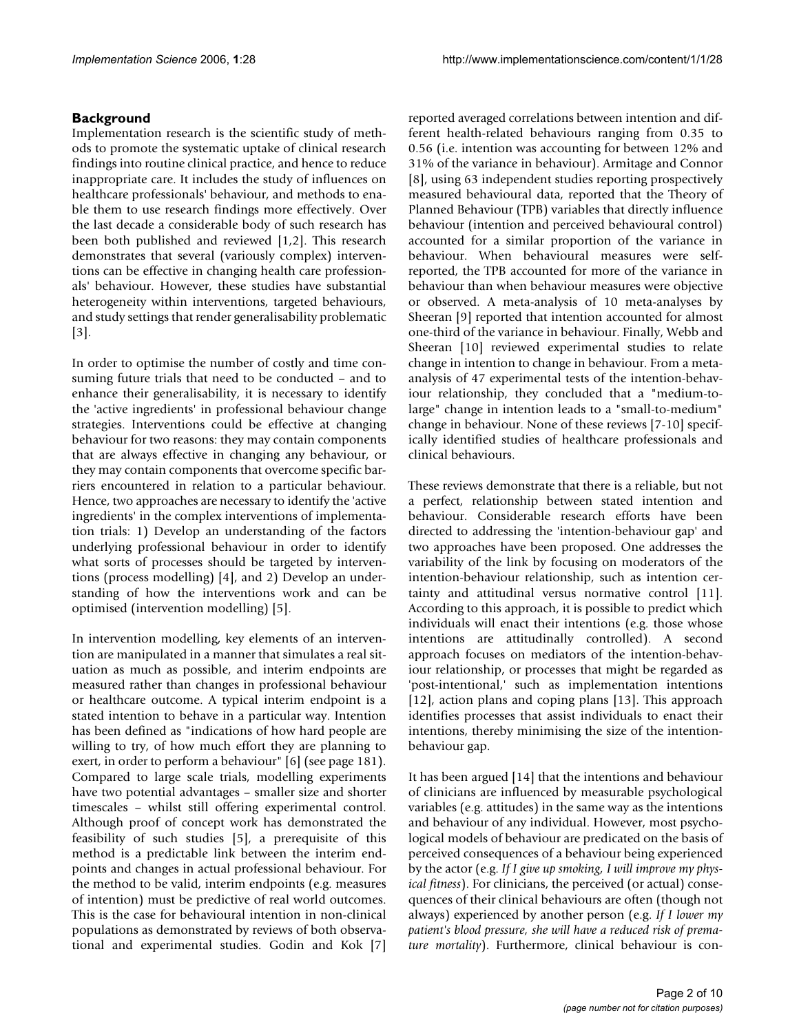## Background

Implementation research is the scientific study of methods to promote the systematic uptake of clinical research findings into routine clinical practice, and hence to reduce inappropriate care. It includes the study of influences on healthcare professionals' behaviour, and methods to enable them to use research findings more effectively. Over the last decade a considerable body of such research has been both published and reviewed [1,2]. This research demonstrates that several (variously complex) interventions can be effective in changing health care professionals' behaviour. However, these studies have substantial heterogeneity within interventions, targeted behaviours, and study settings that render generalisability problematic [3].

In order to optimise the number of costly and time consuming future trials that need to be conducted – and to enhance their generalisability, it is necessary to identify the 'active ingredients' in professional behaviour change strategies. Interventions could be effective at changing behaviour for two reasons: they may contain components that are always effective in changing any behaviour, or they may contain components that overcome specific barriers encountered in relation to a particular behaviour. Hence, two approaches are necessary to identify the 'active ingredients' in the complex interventions of implementation trials: 1) Develop an understanding of the factors underlying professional behaviour in order to identify what sorts of processes should be targeted by interventions (process modelling) [4], and 2) Develop an understanding of how the interventions work and can be optimised (intervention modelling) [5].

In intervention modelling, key elements of an intervention are manipulated in a manner that simulates a real situation as much as possible, and interim endpoints are measured rather than changes in professional behaviour or healthcare outcome. A typical interim endpoint is a stated intention to behave in a particular way. Intention has been defined as "indications of how hard people are willing to try, of how much effort they are planning to exert, in order to perform a behaviour" [6] (see page 181). Compared to large scale trials, modelling experiments have two potential advantages – smaller size and shorter timescales – whilst still offering experimental control. Although proof of concept work has demonstrated the feasibility of such studies [5], a prerequisite of this method is a predictable link between the interim endpoints and changes in actual professional behaviour. For the method to be valid, interim endpoints (e.g. measures of intention) must be predictive of real world outcomes. This is the case for behavioural intention in non-clinical populations as demonstrated by reviews of both observational and experimental studies. Godin and Kok [7] reported averaged correlations between intention and different health-related behaviours ranging from 0.35 to 0.56 (i.e. intention was accounting for between 12% and 31% of the variance in behaviour). Armitage and Connor [8], using 63 independent studies reporting prospectively measured behavioural data, reported that the Theory of Planned Behaviour (TPB) variables that directly influence behaviour (intention and perceived behavioural control) accounted for a similar proportion of the variance in behaviour. When behavioural measures were self-reported, the TPB accounted for more of the variance in behaviour than when behaviour measures were objective or observed. A meta-analysis of 10 meta-analyses by Sheeran [9] reported that intention accounted for almost one-third of the variance in behaviour. Finally, Webb and Sheeran [10] reviewed experimental studies to relate change in intention to change in behaviour. From a meta-analysis of 47 experimental tests of the intention-behaviour relationship, they concluded that a "medium-to-large" change in intention leads to a "small-to-medium" change in behaviour. None of these reviews [7-10] specifically identified studies of healthcare professionals and clinical behaviours.

These reviews demonstrate that there is a reliable, but not a perfect, relationship between stated intention and behaviour. Considerable research efforts have been directed to addressing the 'intention-behaviour gap' and two approaches have been proposed. One addresses the variability of the link by focusing on moderators of the intention-behaviour relationship, such as intention certainty and attitudinal versus normative control [11]. According to this approach, it is possible to predict which individuals will enact their intentions (e.g. those whose intentions are attitudinally controlled). A second approach focuses on mediators of the intention-behaviour relationship, or processes that might be regarded as 'post-intentional,' such as implementation intentions [12], action plans and coping plans [13]. This approach identifies processes that assist individuals to enact their intentions, thereby minimising the size of the intention-behaviour gap.

It has been argued [14] that the intentions and behaviour of clinicians are influenced by measurable psychological variables (e.g. attitudes) in the same way as the intentions and behaviour of any individual. However, most psychological models of behaviour are predicated on the basis of perceived consequences of a behaviour being experienced by the actor (e.g. *If I give up smoking, I will improve my physical fitness*). For clinicians, the perceived (or actual) consequences of their clinical behaviours are often (though not always) experienced by another person (e.g. *If I lower my patient's blood pressure, she will have a reduced risk of premature mortality*). Furthermore, clinical behaviour is con-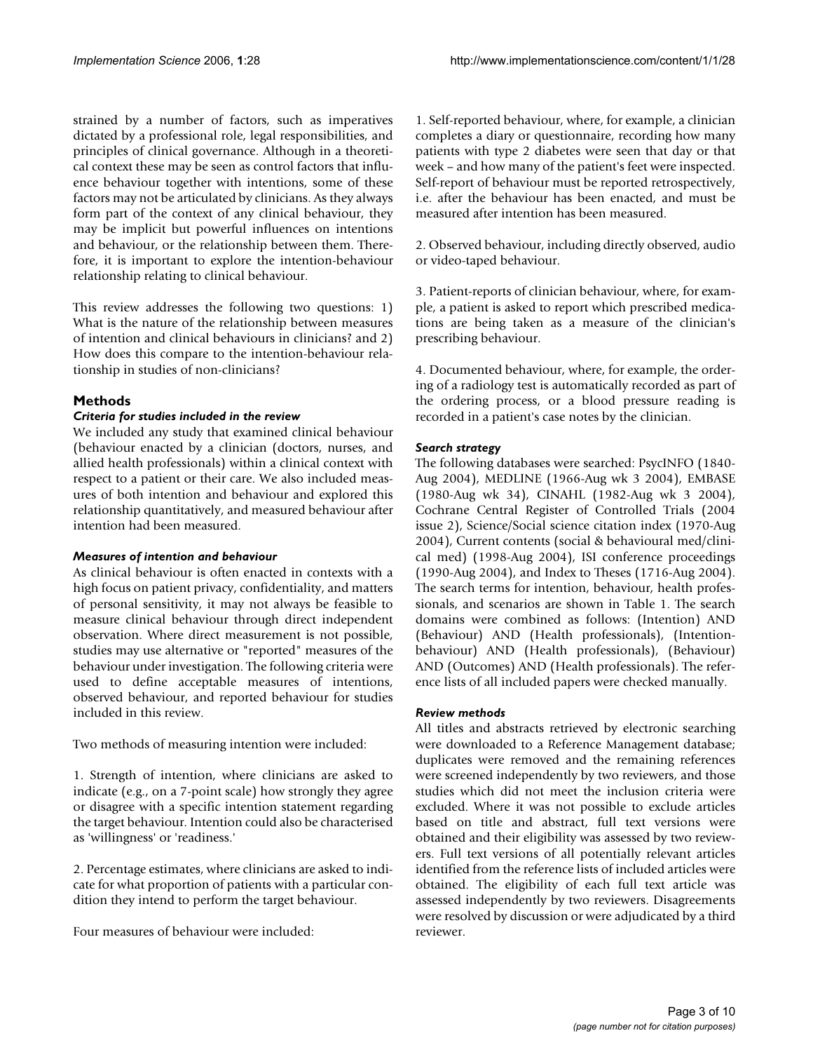strained by a number of factors, such as imperatives dictated by a professional role, legal responsibilities, and principles of clinical governance. Although in a theoretical context these may be seen as control factors that influence behaviour together with intentions, some of these factors may not be articulated by clinicians. As they always form part of the context of any clinical behaviour, they may be implicit but powerful influences on intentions and behaviour, or the relationship between them. Therefore, it is important to explore the intention-behaviour relationship relating to clinical behaviour.

This review addresses the following two questions: 1) What is the nature of the relationship between measures of intention and clinical behaviours in clinicians? and 2) How does this compare to the intention-behaviour relationship in studies of non-clinicians?

## Methods

### *Criteria for studies included in the review*

We included any study that examined clinical behaviour (behaviour enacted by a clinician (doctors, nurses, and allied health professionals) within a clinical context with respect to a patient or their care. We also included measures of both intention and behaviour and explored this relationship quantitatively, and measured behaviour after intention had been measured.

### *Measures of intention and behaviour*

As clinical behaviour is often enacted in contexts with a high focus on patient privacy, confidentiality, and matters of personal sensitivity, it may not always be feasible to measure clinical behaviour through direct independent observation. Where direct measurement is not possible, studies may use alternative or "reported" measures of the behaviour under investigation. The following criteria were used to define acceptable measures of intentions, observed behaviour, and reported behaviour for studies included in this review.

Two methods of measuring intention were included:

1. Strength of intention, where clinicians are asked to indicate (e.g., on a 7-point scale) how strongly they agree or disagree with a specific intention statement regarding the target behaviour. Intention could also be characterised as 'willingness' or 'readiness.'

2. Percentage estimates, where clinicians are asked to indicate for what proportion of patients with a particular condition they intend to perform the target behaviour.

Four measures of behaviour were included:

1. Self-reported behaviour, where, for example, a clinician completes a diary or questionnaire, recording how many patients with type 2 diabetes were seen that day or that week – and how many of the patient's feet were inspected. Self-report of behaviour must be reported retrospectively, i.e. after the behaviour has been enacted, and must be measured after intention has been measured.

2. Observed behaviour, including directly observed, audio or video-taped behaviour.

3. Patient-reports of clinician behaviour, where, for example, a patient is asked to report which prescribed medications are being taken as a measure of the clinician's prescribing behaviour.

4. Documented behaviour, where, for example, the ordering of a radiology test is automatically recorded as part of the ordering process, or a blood pressure reading is recorded in a patient's case notes by the clinician.

### *Search strategy*

The following databases were searched: PsycINFO (1840-Aug 2004), MEDLINE (1966-Aug wk 3 2004), EMBASE (1980-Aug wk 34), CINAHL (1982-Aug wk 3 2004), Cochrane Central Register of Controlled Trials (2004 issue 2), Science/Social science citation index (1970-Aug 2004), Current contents (social & behavioural med/clinical med) (1998-Aug 2004), ISI conference proceedings (1990-Aug 2004), and Index to Theses (1716-Aug 2004). The search terms for intention, behaviour, health professionals, and scenarios are shown in Table 1. The search domains were combined as follows: (Intention) AND (Behaviour) AND (Health professionals), (Intention-behaviour) AND (Health professionals), (Behaviour) AND (Outcomes) AND (Health professionals). The reference lists of all included papers were checked manually.

### *Review methods*

All titles and abstracts retrieved by electronic searching were downloaded to a Reference Management database; duplicates were removed and the remaining references were screened independently by two reviewers, and those studies which did not meet the inclusion criteria were excluded. Where it was not possible to exclude articles based on title and abstract, full text versions were obtained and their eligibility was assessed by two reviewers. Full text versions of all potentially relevant articles identified from the reference lists of included articles were obtained. The eligibility of each full text article was assessed independently by two reviewers. Disagreements were resolved by discussion or were adjudicated by a third reviewer.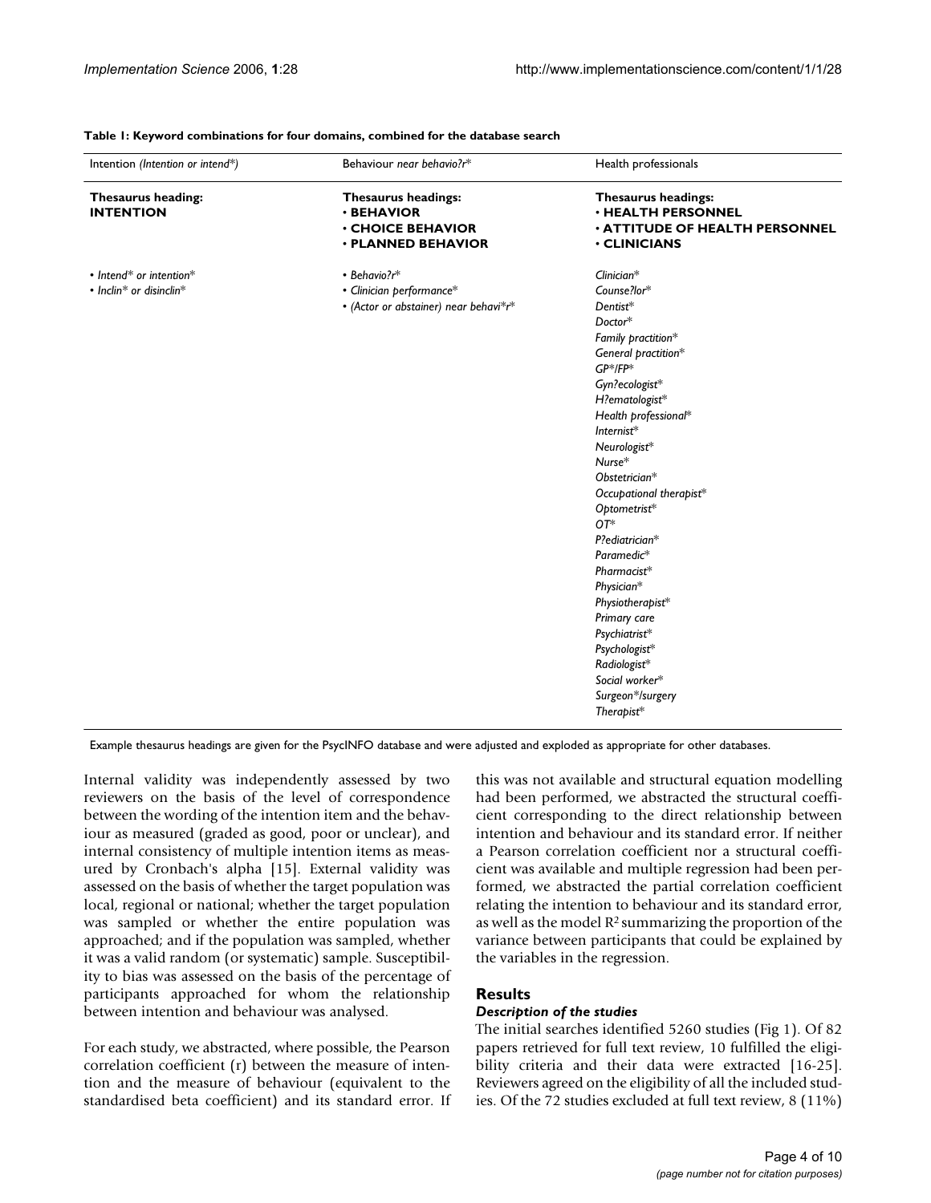**Table 1: Keyword combinations for four domains, combined for the database search**

| Intention *(Intention or intend*)* | Behaviour *near behavio?r** | Health professionals |
|---|---|---|
| **Thesaurus heading:** **INTENTION** | **Thesaurus headings:** • **BEHAVIOR** • **CHOICE BEHAVIOR** • **PLANNED BEHAVIOR** | **Thesaurus headings:** • **HEALTH PERSONNEL** • **ATTITUDE OF HEALTH PERSONNEL** • **CLINICIANS** |
| • *Intend* or intention** • *Inclin* or disinclin** | • *Behavio?r** • *Clinician performance** • *(Actor or abstainer) near behavi*r** | *Clinician** *Counse?lor** *Dentist** *Doctor** *Family practition** *General practition** *GP*/FP** *Gyn?ecologist** *H?ematologist** *Health professional** *Internist** *Neurologist** *Nurse** *Obstetrician** *Occupational therapist** *Optometrist** *OT** *P?ediatrician** *Paramedic** *Pharmacist** *Physician** *Physiotherapist** *Primary care* *Psychiatrist** *Psychologist** *Radiologist** *Social worker** *Surgeon*/surgery* *Therapist** |

Example thesaurus headings are given for the PsycINFO database and were adjusted and exploded as appropriate for other databases.

Internal validity was independently assessed by two reviewers on the basis of the level of correspondence between the wording of the intention item and the behaviour as measured (graded as good, poor or unclear), and internal consistency of multiple intention items as measured by Cronbach's alpha [15]. External validity was assessed on the basis of whether the target population was local, regional or national; whether the target population was sampled or whether the entire population was approached; and if the population was sampled, whether it was a valid random (or systematic) sample. Susceptibility to bias was assessed on the basis of the percentage of participants approached for whom the relationship between intention and behaviour was analysed.

For each study, we abstracted, where possible, the Pearson correlation coefficient (r) between the measure of intention and the measure of behaviour (equivalent to the standardised beta coefficient) and its standard error. If this was not available and structural equation modelling had been performed, we abstracted the structural coefficient corresponding to the direct relationship between intention and behaviour and its standard error. If neither a Pearson correlation coefficient nor a structural coefficient was available and multiple regression had been performed, we abstracted the partial correlation coefficient relating the intention to behaviour and its standard error, as well as the model $R^2$ summarizing the proportion of the variance between participants that could be explained by the variables in the regression.

## Results

### *Description of the studies*

The initial searches identified 5260 studies (Fig 1). Of 82 papers retrieved for full text review, 10 fulfilled the eligibility criteria and their data were extracted [16-25]. Reviewers agreed on the eligibility of all the included studies. Of the 72 studies excluded at full text review, 8 (11%)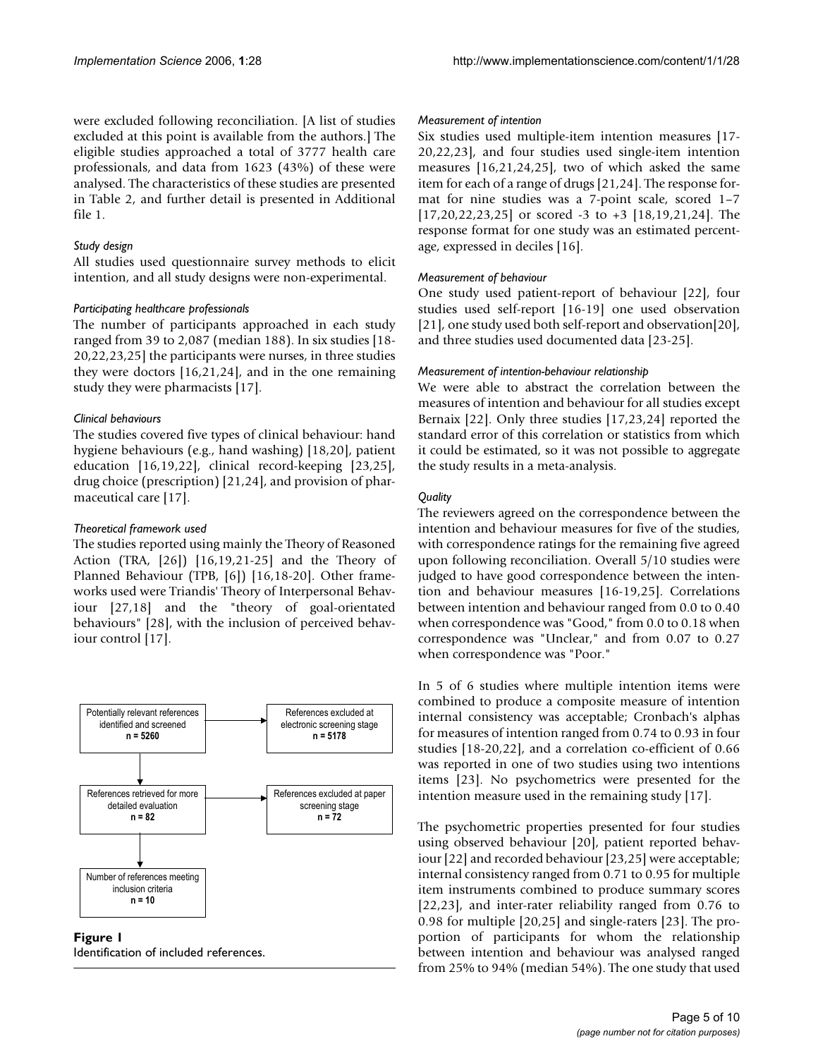were excluded following reconciliation. [A list of studies excluded at this point is available from the authors.] The eligible studies approached a total of 3777 health care professionals, and data from 1623 (43%) of these were analysed. The characteristics of these studies are presented in Table 2, and further detail is presented in Additional file 1.

### *Study design*

All studies used questionnaire survey methods to elicit intention, and all study designs were non-experimental.

### *Participating healthcare professionals*

The number of participants approached in each study ranged from 39 to 2,087 (median 188). In six studies [18-20,22,23,25] the participants were nurses, in three studies they were doctors [16,21,24], and in the one remaining study they were pharmacists [17].

### *Clinical behaviours*

The studies covered five types of clinical behaviour: hand hygiene behaviours (e.g., hand washing) [18,20], patient education [16,19,22], clinical record-keeping [23,25], drug choice (prescription) [21,24], and provision of pharmaceutical care [17].

### *Theoretical framework used*

The studies reported using mainly the Theory of Reasoned Action (TRA, [26]) [16,19,21-25] and the Theory of Planned Behaviour (TPB, [6]) [16,18-20]. Other frameworks used were Triandis' Theory of Interpersonal Behaviour [27,18] and the "theory of goal-orientated behaviours" [28], with the inclusion of perceived behaviour control [17].

Potentially relevant references identified and screened **n = 5260** → References excluded at electronic screening stage **n = 5178**

References retrieved for more detailed evaluation **n = 82** → References excluded at paper screening stage **n = 72**

Number of references meeting inclusion criteria **n = 10**

**Figure 1**
Identification of included references.

### *Measurement of intention*

Six studies used multiple-item intention measures [17-20,22,23], and four studies used single-item intention measures [16,21,24,25], two of which asked the same item for each of a range of drugs [21,24]. The response format for nine studies was a 7-point scale, scored 1–7 [17,20,22,23,25] or scored -3 to +3 [18,19,21,24]. The response format for one study was an estimated percentage, expressed in deciles [16].

### *Measurement of behaviour*

One study used patient-report of behaviour [22], four studies used self-report [16-19] one used observation [21], one study used both self-report and observation[20], and three studies used documented data [23-25].

### *Measurement of intention-behaviour relationship*

We were able to abstract the correlation between the measures of intention and behaviour for all studies except Bernaix [22]. Only three studies [17,23,24] reported the standard error of this correlation or statistics from which it could be estimated, so it was not possible to aggregate the study results in a meta-analysis.

### *Quality*

The reviewers agreed on the correspondence between the intention and behaviour measures for five of the studies, with correspondence ratings for the remaining five agreed upon following reconciliation. Overall 5/10 studies were judged to have good correspondence between the intention and behaviour measures [16-19,25]. Correlations between intention and behaviour ranged from 0.0 to 0.40 when correspondence was "Good," from 0.0 to 0.18 when correspondence was "Unclear," and from 0.07 to 0.27 when correspondence was "Poor."

In 5 of 6 studies where multiple intention items were combined to produce a composite measure of intention internal consistency was acceptable; Cronbach's alphas for measures of intention ranged from 0.74 to 0.93 in four studies [18-20,22], and a correlation co-efficient of 0.66 was reported in one of two studies using two intentions items [23]. No psychometrics were presented for the intention measure used in the remaining study [17].

The psychometric properties presented for four studies using observed behaviour [20], patient reported behaviour [22] and recorded behaviour [23,25] were acceptable; internal consistency ranged from 0.71 to 0.95 for multiple item instruments combined to produce summary scores [22,23], and inter-rater reliability ranged from 0.76 to 0.98 for multiple [20,25] and single-raters [23]. The proportion of participants for whom the relationship between intention and behaviour was analysed ranged from 25% to 94% (median 54%). The one study that used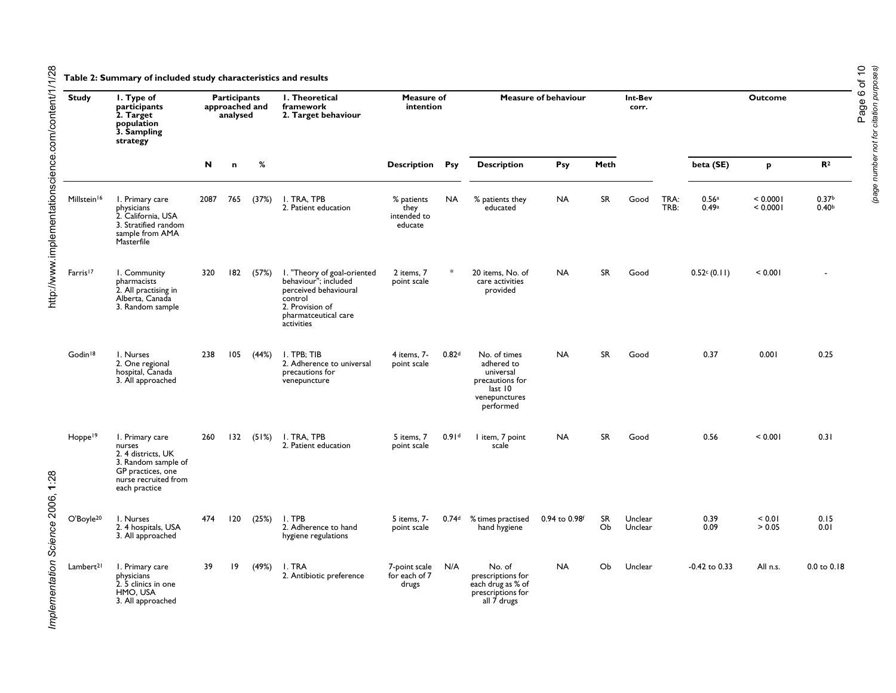**Table 2: Summary of included study characteristics and results**

| Study | 1. Type of participants 2. Target population 3. Sampling strategy | Participants approached and analysed | | | 1. Theoretical framework 2. Target behaviour | Measure of intention | | Measure of behaviour | | | Int-Bev corr. | Outcome | | | |
|---|---|---|---|---|---|---|---|---|---|---|---|---|---|---|---|
| | | N | n | % | | Description | Psy | Description | Psy | Meth | | | beta (SE) | p | $R^2$ |
| Millstein[16] | 1. Primary care physicians 2. California, USA 3. Stratified random sample from AMA Masterfile | 2087 | 765 | (37%) | 1. TRA, TPB 2. Patient education | % patients they intended to educate | NA | % patients they educated | NA | SR | Good | TRA: TRB: | 0.56[a] 0.49[a] | < 0.0001 < 0.0001 | 0.37[b] 0.40[b] |
| Farris[17] | 1. Community pharmacists 2. All practising in Alberta, Canada 3. Random sample | 320 | 182 | (57%) | 1. "Theory of goal-oriented behaviour"; included perceived behavioural control 2. Provision of pharmatceutical care activities | 2 items, 7 point scale | * | 20 items, No. of care activities provided | NA | SR | Good | | 0.52[c] (0.11) | < 0.001 | - |
| Godin[18] | 1. Nurses 2. One regional hospital, Canada 3. All approached | 238 | 105 | (44%) | 1. TPB; TIB 2. Adherence to universal precautions for venepuncture | 4 items, 7-point scale | 0.82[d] | No. of times adhered to universal precautions for last 10 venepunctures performed | NA | SR | Good | | 0.37 | 0.001 | 0.25 |
| Hoppe[19] | 1. Primary care nurses 2. 4 districts, UK 3. Random sample of GP practices, one nurse recruited from each practice | 260 | 132 | (51%) | 1. TRA, TPB 2. Patient education | 5 items, 7 point scale | 0.91[d] | 1 item, 7 point scale | NA | SR | Good | | 0.56 | < 0.001 | 0.31 |
| O'Boyle[20] | 1. Nurses 2. 4 hospitals, USA 3. All approached | 474 | 120 | (25%) | 1. TPB 2. Adherence to hand hygiene regulations | 5 items, 7-point scale | 0.74[d] | % times practised hand hygiene | 0.94 to 0.98[f] | SR Ob | Unclear Unclear | | 0.39 0.09 | < 0.01 > 0.05 | 0.15 0.01 |
| Lambert[21] | 1. Primary care physicians 2. 5 clinics in one HMO, USA 3. All approached | 39 | 19 | (49%) | 1. TRA 2. Antibiotic preference | 7-point scale for each of 7 drugs | N/A | No. of prescriptions for each drug as % of prescriptions for all 7 drugs | NA | Ob | Unclear | | -0.42 to 0.33 | All n.s. | 0.0 to 0.18 |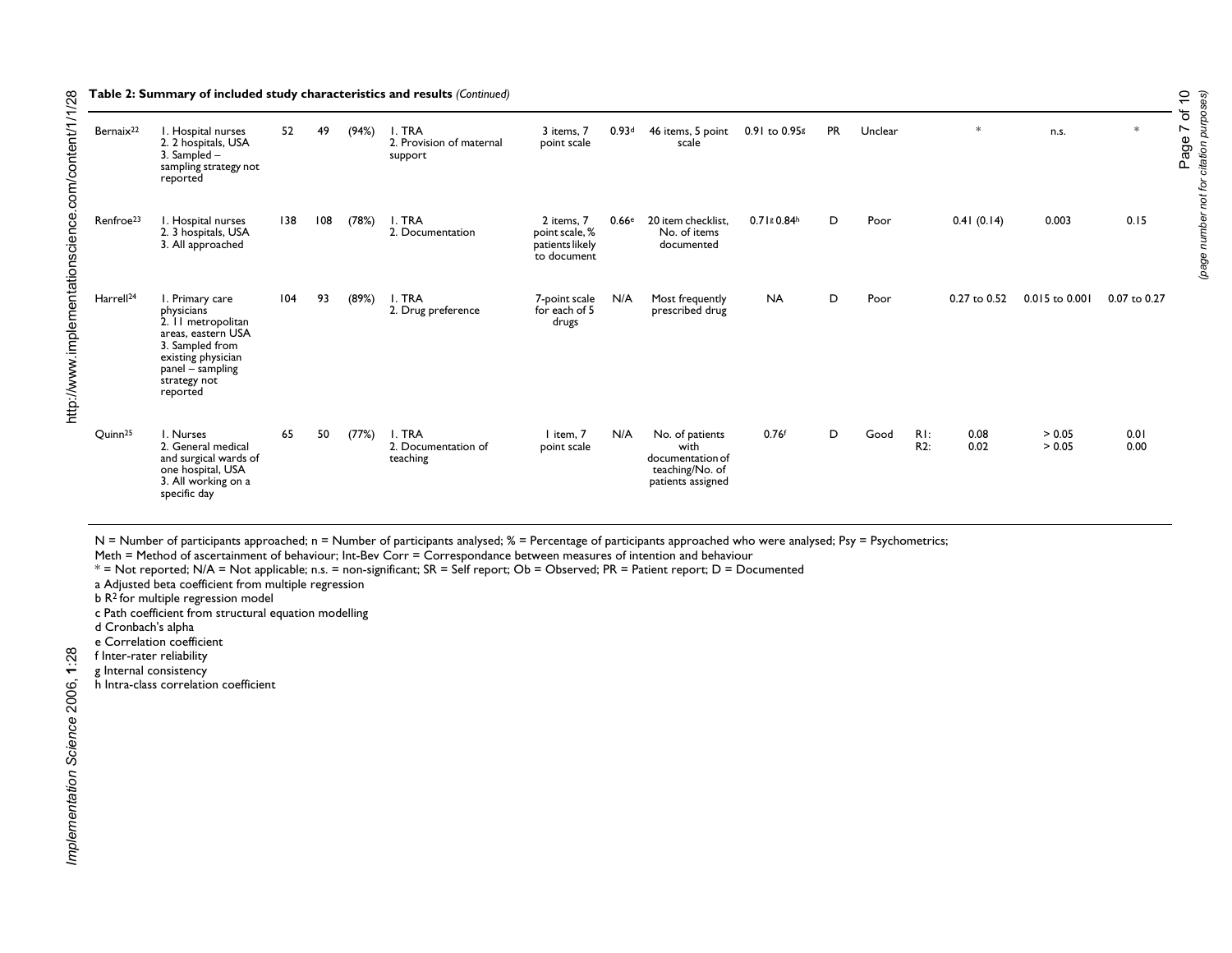**Table 2: Summary of included study characteristics and results** *(Continued)*

| Study | Participants/Setting/Sampling | N | n | % | Theory/Behaviour | Intention measure | Psy | Behaviour measure | Psy | Meth | Int-Bev Corr | | | | |
|---|---|---|---|---|---|---|---|---|---|---|---|---|---|---|---|
| Bernaix[22] | 1. Hospital nurses<br>2. 2 hospitals, USA<br>3. Sampled – sampling strategy not reported | 52 | 49 | (94%) | 1. TRA<br>2. Provision of maternal support | 3 items, 7 point scale | 0.93[d] | 46 items, 5 point scale | 0.91 to 0.95[g] | PR | Unclear | | * | n.s. | * |
| Renfroe[23] | 1. Hospital nurses<br>2. 3 hospitals, USA<br>3. All approached | 138 | 108 | (78%) | 1. TRA<br>2. Documentation | 2 items, 7 point scale, % patients likely to document | 0.66[e] | 20 item checklist, No. of items documented | 0.71[g] 0.84[h] | D | Poor | | 0.41 (0.14) | 0.003 | 0.15 |
| Harrell[24] | 1. Primary care physicians<br>2. 11 metropolitan areas, eastern USA<br>3. Sampled from existing physician panel – sampling strategy not reported | 104 | 93 | (89%) | 1. TRA<br>2. Drug preference | 7-point scale for each of 5 drugs | N/A | Most frequently prescribed drug | NA | D | Poor | | 0.27 to 0.52 | 0.015 to 0.001 | 0.07 to 0.27 |
| Quinn[25] | 1. Nurses<br>2. General medical and surgical wards of one hospital, USA<br>3. All working on a specific day | 65 | 50 | (77%) | 1. TRA<br>2. Documentation of teaching | 1 item, 7 point scale | N/A | No. of patients with documentation of teaching/No. of patients assigned | 0.76[f] | D | Good | R1:<br>R2: | 0.08<br>0.02 | > 0.05<br>> 0.05 | 0.01<br>0.00 |

N = Number of participants approached; n = Number of participants analysed; % = Percentage of participants approached who were analysed; Psy = Psychometrics;
Meth = Method of ascertainment of behaviour; Int-Bev Corr = Correspondance between measures of intention and behaviour
* = Not reported; N/A = Not applicable; n.s. = non-significant; SR = Self report; Ob = Observed; PR = Patient report; D = Documented
a Adjusted beta coefficient from multiple regression
b $R^2$ for multiple regression model
c Path coefficient from structural equation modelling
d Cronbach's alpha
e Correlation coefficient
f Inter-rater reliability
g Internal consistency
h Intra-class correlation coefficient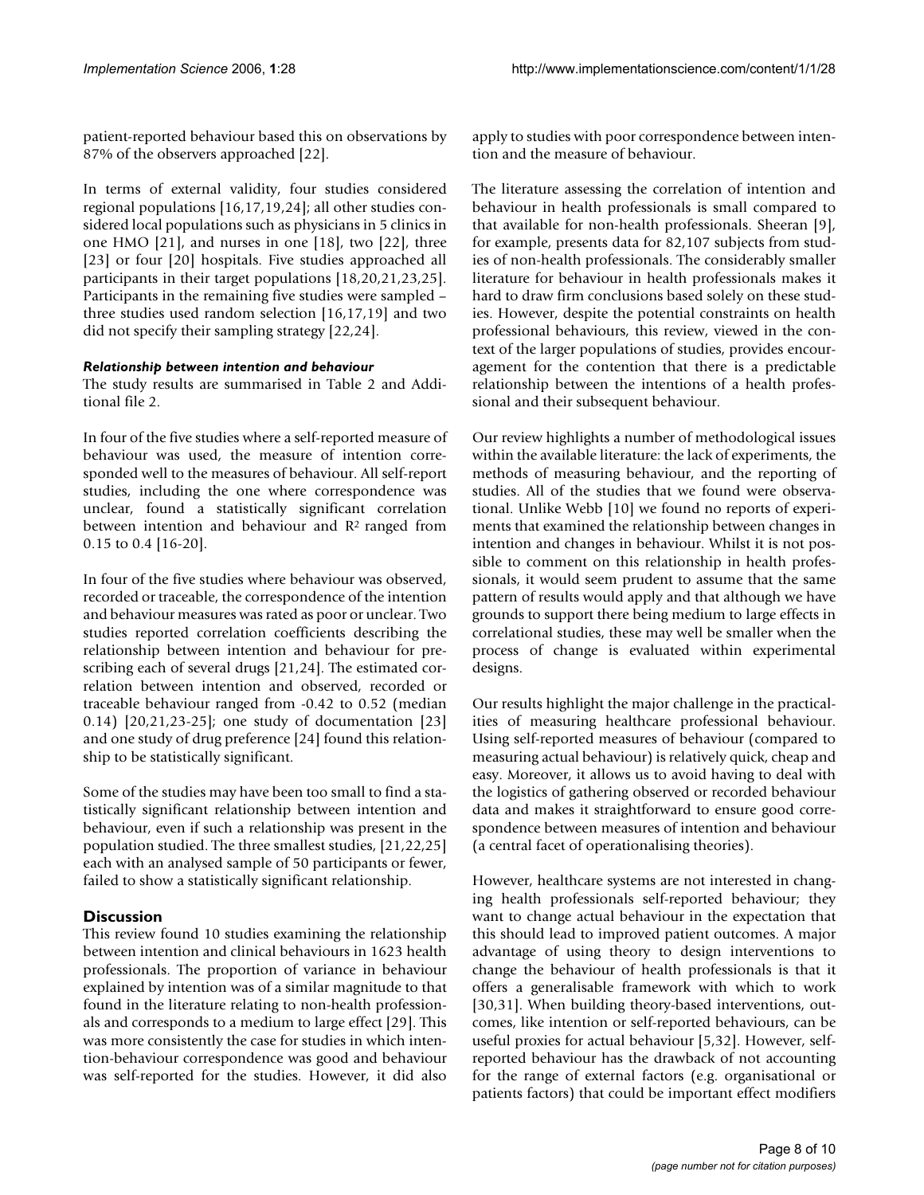patient-reported behaviour based this on observations by 87% of the observers approached [22].

In terms of external validity, four studies considered regional populations [16,17,19,24]; all other studies considered local populations such as physicians in 5 clinics in one HMO [21], and nurses in one [18], two [22], three [23] or four [20] hospitals. Five studies approached all participants in their target populations [18,20,21,23,25]. Participants in the remaining five studies were sampled – three studies used random selection [16,17,19] and two did not specify their sampling strategy [22,24].

#### *Relationship between intention and behaviour*

The study results are summarised in Table 2 and Additional file 2.

In four of the five studies where a self-reported measure of behaviour was used, the measure of intention corresponded well to the measures of behaviour. All self-report studies, including the one where correspondence was unclear, found a statistically significant correlation between intention and behaviour and $R^2$ ranged from 0.15 to 0.4 [16-20].

In four of the five studies where behaviour was observed, recorded or traceable, the correspondence of the intention and behaviour measures was rated as poor or unclear. Two studies reported correlation coefficients describing the relationship between intention and behaviour for prescribing each of several drugs [21,24]. The estimated correlation between intention and observed, recorded or traceable behaviour ranged from -0.42 to 0.52 (median 0.14) [20,21,23-25]; one study of documentation [23] and one study of drug preference [24] found this relationship to be statistically significant.

Some of the studies may have been too small to find a statistically significant relationship between intention and behaviour, even if such a relationship was present in the population studied. The three smallest studies, [21,22,25] each with an analysed sample of 50 participants or fewer, failed to show a statistically significant relationship.

## Discussion

This review found 10 studies examining the relationship between intention and clinical behaviours in 1623 health professionals. The proportion of variance in behaviour explained by intention was of a similar magnitude to that found in the literature relating to non-health professionals and corresponds to a medium to large effect [29]. This was more consistently the case for studies in which intention-behaviour correspondence was good and behaviour was self-reported for the studies. However, it did also apply to studies with poor correspondence between intention and the measure of behaviour.

The literature assessing the correlation of intention and behaviour in health professionals is small compared to that available for non-health professionals. Sheeran [9], for example, presents data for 82,107 subjects from studies of non-health professionals. The considerably smaller literature for behaviour in health professionals makes it hard to draw firm conclusions based solely on these studies. However, despite the potential constraints on health professional behaviours, this review, viewed in the context of the larger populations of studies, provides encouragement for the contention that there is a predictable relationship between the intentions of a health professional and their subsequent behaviour.

Our review highlights a number of methodological issues within the available literature: the lack of experiments, the methods of measuring behaviour, and the reporting of studies. All of the studies that we found were observational. Unlike Webb [10] we found no reports of experiments that examined the relationship between changes in intention and changes in behaviour. Whilst it is not possible to comment on this relationship in health professionals, it would seem prudent to assume that the same pattern of results would apply and that although we have grounds to support there being medium to large effects in correlational studies, these may well be smaller when the process of change is evaluated within experimental designs.

Our results highlight the major challenge in the practicalities of measuring healthcare professional behaviour. Using self-reported measures of behaviour (compared to measuring actual behaviour) is relatively quick, cheap and easy. Moreover, it allows us to avoid having to deal with the logistics of gathering observed or recorded behaviour data and makes it straightforward to ensure good correspondence between measures of intention and behaviour (a central facet of operationalising theories).

However, healthcare systems are not interested in changing health professionals self-reported behaviour; they want to change actual behaviour in the expectation that this should lead to improved patient outcomes. A major advantage of using theory to design interventions to change the behaviour of health professionals is that it offers a generalisable framework with which to work [30,31]. When building theory-based interventions, outcomes, like intention or self-reported behaviours, can be useful proxies for actual behaviour [5,32]. However, self-reported behaviour has the drawback of not accounting for the range of external factors (e.g. organisational or patients factors) that could be important effect modifiers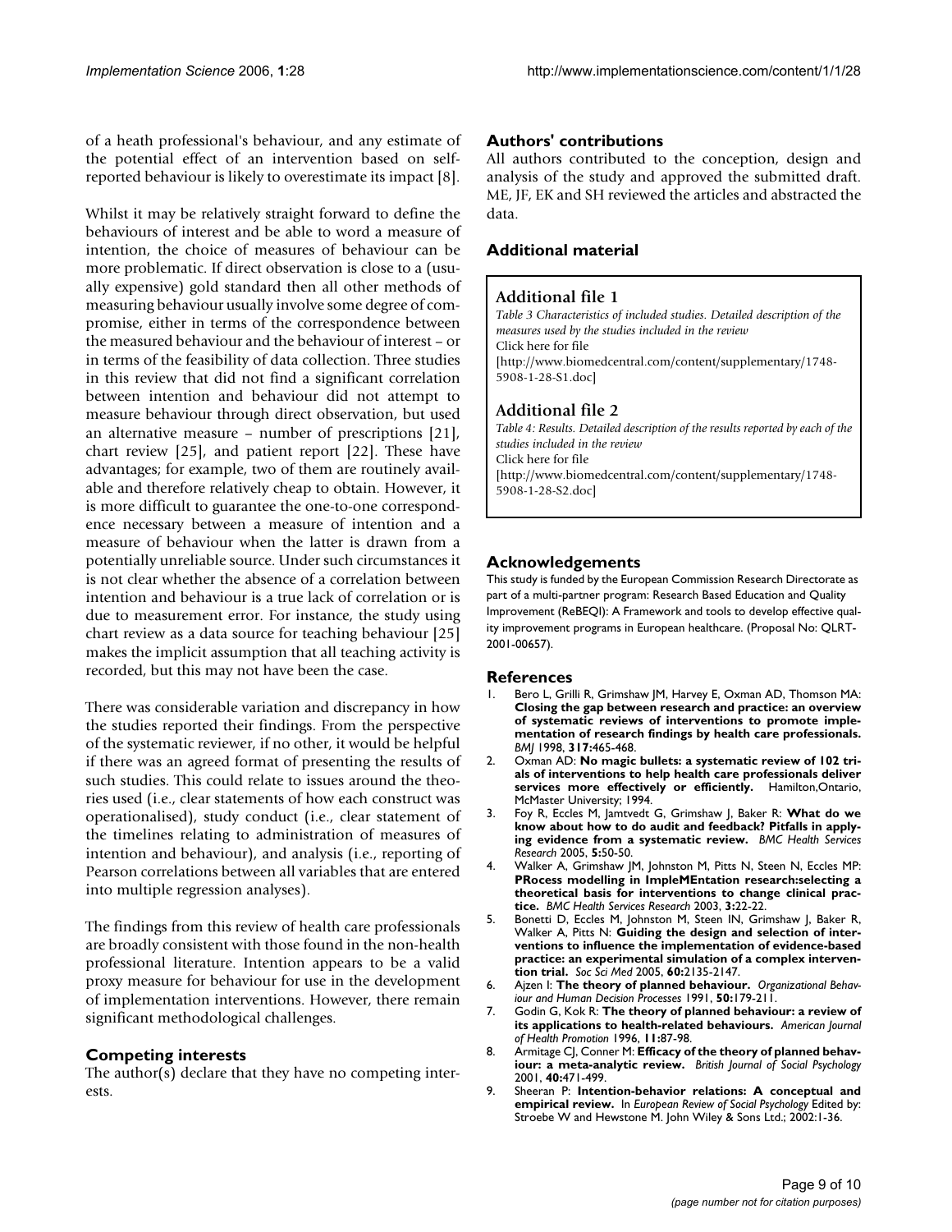of a heath professional's behaviour, and any estimate of the potential effect of an intervention based on self-reported behaviour is likely to overestimate its impact [8].

Whilst it may be relatively straight forward to define the behaviours of interest and be able to word a measure of intention, the choice of measures of behaviour can be more problematic. If direct observation is close to a (usually expensive) gold standard then all other methods of measuring behaviour usually involve some degree of compromise, either in terms of the correspondence between the measured behaviour and the behaviour of interest – or in terms of the feasibility of data collection. Three studies in this review that did not find a significant correlation between intention and behaviour did not attempt to measure behaviour through direct observation, but used an alternative measure – number of prescriptions [21], chart review [25], and patient report [22]. These have advantages; for example, two of them are routinely available and therefore relatively cheap to obtain. However, it is more difficult to guarantee the one-to-one correspondence necessary between a measure of intention and a measure of behaviour when the latter is drawn from a potentially unreliable source. Under such circumstances it is not clear whether the absence of a correlation between intention and behaviour is a true lack of correlation or is due to measurement error. For instance, the study using chart review as a data source for teaching behaviour [25] makes the implicit assumption that all teaching activity is recorded, but this may not have been the case.

There was considerable variation and discrepancy in how the studies reported their findings. From the perspective of the systematic reviewer, if no other, it would be helpful if there was an agreed format of presenting the results of such studies. This could relate to issues around the theories used (i.e., clear statements of how each construct was operationalised), study conduct (i.e., clear statement of the timelines relating to administration of measures of intention and behaviour), and analysis (i.e., reporting of Pearson correlations between all variables that are entered into multiple regression analyses).

The findings from this review of health care professionals are broadly consistent with those found in the non-health professional literature. Intention appears to be a valid proxy measure for behaviour for use in the development of implementation interventions. However, there remain significant methodological challenges.

## Competing interests

The author(s) declare that they have no competing interests.

## Authors' contributions

All authors contributed to the conception, design and analysis of the study and approved the submitted draft. ME, JF, EK and SH reviewed the articles and abstracted the data.

## Additional material

### Additional file 1

*Table 3 Characteristics of included studies. Detailed description of the measures used by the studies included in the review*
Click here for file
[http://www.biomedcentral.com/content/supplementary/1748-5908-1-28-S1.doc]

### Additional file 2

*Table 4: Results. Detailed description of the results reported by each of the studies included in the review*
Click here for file
[http://www.biomedcentral.com/content/supplementary/1748-5908-1-28-S2.doc]

## Acknowledgements

This study is funded by the European Commission Research Directorate as part of a multi-partner program: Research Based Education and Quality Improvement (ReBEQI): A Framework and tools to develop effective quality improvement programs in European healthcare. (Proposal No: QLRT-2001-00657).

## References

1. Bero L, Grilli R, Grimshaw JM, Harvey E, Oxman AD, Thomson MA: **Closing the gap between research and practice: an overview of systematic reviews of interventions to promote implementation of research findings by health care professionals.** *BMJ* 1998, **317:**465-468.
2. Oxman AD: **No magic bullets: a systematic review of 102 trials of interventions to help health care professionals deliver services more effectively or efficiently.** Hamilton,Ontario, McMaster University; 1994.
3. Foy R, Eccles M, Jamtvedt G, Grimshaw J, Baker R: **What do we know about how to do audit and feedback? Pitfalls in applying evidence from a systematic review.** *BMC Health Services Research* 2005, **5:**50-50.
4. Walker A, Grimshaw JM, Johnston M, Pitts N, Steen N, Eccles MP: **PRocess modelling in ImpleMEntation research:selecting a theoretical basis for interventions to change clinical practice.** *BMC Health Services Research* 2003, **3:**22-22.
5. Bonetti D, Eccles M, Johnston M, Steen IN, Grimshaw J, Baker R, Walker A, Pitts N: **Guiding the design and selection of interventions to influence the implementation of evidence-based practice: an experimental simulation of a complex intervention trial.** *Soc Sci Med* 2005, **60:**2135-2147.
6. Ajzen I: **The theory of planned behaviour.** *Organizational Behaviour and Human Decision Processes* 1991, **50:**179-211.
7. Godin G, Kok R: **The theory of planned behaviour: a review of its applications to health-related behaviours.** *American Journal of Health Promotion* 1996, **11:**87-98.
8. Armitage CJ, Conner M: **Efficacy of the theory of planned behaviour: a meta-analytic review.** *British Journal of Social Psychology* 2001, **40:**471-499.
9. Sheeran P: **Intention-behavior relations: A conceptual and empirical review.** In *European Review of Social Psychology* Edited by: Stroebe W and Hewstone M. John Wiley & Sons Ltd.; 2002:1-36.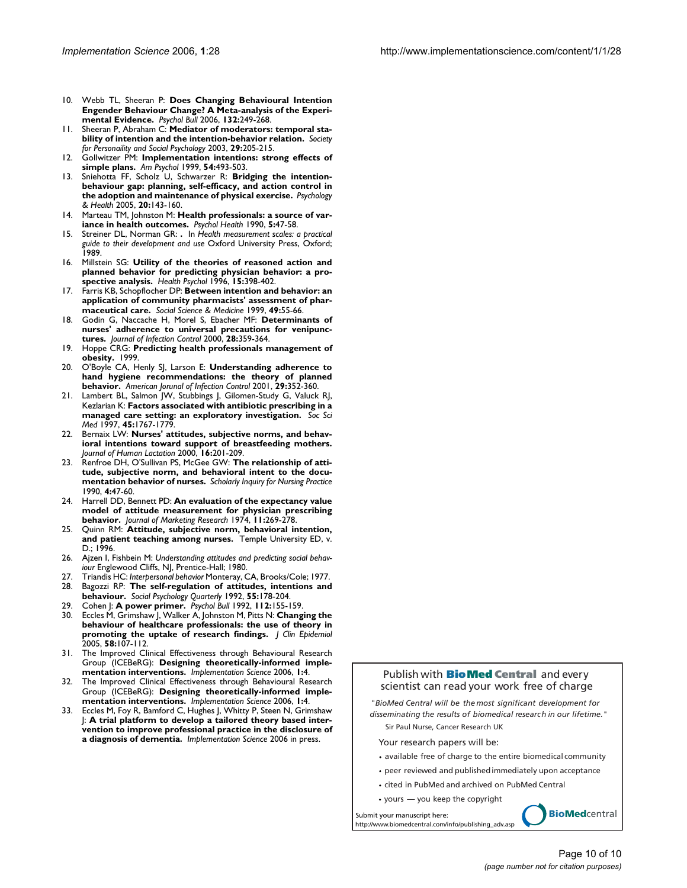10. Webb TL, Sheeran P: **Does Changing Behavioural Intention Engender Behaviour Change? A Meta-analysis of the Experimental Evidence.** *Psychol Bull* 2006, **132:**249-268.
11. Sheeran P, Abraham C: **Mediator of moderators: temporal stability of intention and the intention-behavior relation.** *Society for Personaility and Social Psychology* 2003, **29:**205-215.
12. Gollwitzer PM: **Implementation intentions: strong effects of simple plans.** *Am Psychol* 1999, **54:**493-503.
13. Sniehotta FF, Scholz U, Schwarzer R: **Bridging the intention-behaviour gap: planning, self-efficacy, and action control in the adoption and maintenance of physical exercise.** *Psychology & Health* 2005, **20:**143-160.
14. Marteau TM, Johnston M: **Health professionals: a source of variance in health outcomes.** *Psychol Health* 1990, **5:**47-58.
15. Streiner DL, Norman GR: **.** In *Health measurement scales: a practical guide to their development and use* Oxford University Press, Oxford; 1989.
16. Millstein SG: **Utility of the theories of reasoned action and planned behavior for predicting physician behavior: a prospective analysis.** *Health Psychol* 1996, **15:**398-402.
17. Farris KB, Schopflocher DP: **Between intention and behavior: an application of community pharmacists' assessment of pharmaceutical care.** *Social Science & Medicine* 1999, **49:**55-66.
18. Godin G, Naccache H, Morel S, Ebacher MF: **Determinants of nurses' adherence to universal precautions for venipunctures.** *Journal of Infection Control* 2000, **28:**359-364.
19. Hoppe CRG: **Predicting health professionals management of obesity.** 1999.
20. O'Boyle CA, Henly SJ, Larson E: **Understanding adherence to hand hygiene recommendations: the theory of planned behavior.** *American Joruna1 of Infection Control* 2001, **29:**352-360.
21. Lambert BL, Salmon JW, Stubbings J, Gilomen-Study G, Valuck RJ, Kezlarian K: **Factors associated with antibiotic prescribing in a managed care setting: an exploratory investigation.** *Soc Sci Med* 1997, **45:**1767-1779.
22. Bernaix LW: **Nurses' attitudes, subjective norms, and behavioral intentions toward support of breastfeeding mothers.** *Journal of Human Lactation* 2000, **16:**201-209.
23. Renfroe DH, O'Sullivan PS, McGee GW: **The relationship of attitude, subjective norm, and behavioral intent to the documentation behavior of nurses.** *Scholarly Inquiry for Nursing Practice* 1990, **4:**47-60.
24. Harrell DD, Bennett PD: **An evaluation of the expectancy value model of attitude measurement for physician prescribing behavior.** *Journal of Marketing Research* 1974, **11:**269-278.
25. Quinn RM: **Attitude, subjective norm, behavioral intention, and patient teaching among nurses.** Temple University ED, v. D.; 1996.
26. Ajzen I, Fishbein M: *Understanding attitudes and predicting social behaviour* Englewood Cliffs, NJ, Prentice-Hall; 1980.
27. Triandis HC: *Interpersonal behavior* Monteray, CA, Brooks/Cole; 1977.
28. Bagozzi RP: **The self-regulation of attitudes, intentions and behaviour.** *Social Psychology Quarterly* 1992, **55:**178-204.
29. Cohen J: **A power primer.** *Psychol Bull* 1992, **112:**155-159.
30. Eccles M, Grimshaw J, Walker A, Johnston M, Pitts N: **Changing the behaviour of healthcare professionals: the use of theory in promoting the uptake of research findings.** *J Clin Epidemiol* 2005, **58:**107-112.
31. The Improved Clinical Effectiveness through Behavioural Research Group (ICEBeRG): **Designing theoretically-informed implementation interventions.** *Implementation Science* 2006, **1:**4.
32. The Improved Clinical Effectiveness through Behavioural Research Group (ICEBeRG): **Designing theoretically-informed implementation interventions.** *Implementation Science* 2006, **1:**4.
33. Eccles M, Foy R, Bamford C, Hughes J, Whitty P, Steen N, Grimshaw J: **A trial platform to develop a tailored theory based intervention to improve professional practice in the disclosure of a diagnosis of dementia.** *Implementation Science* 2006 in press.

Publish with **BioMed Central** and every scientist can read your work free of charge

*"BioMed Central will be the most significant development for disseminating the results of biomedical research in our lifetime."*
Sir Paul Nurse, Cancer Research UK

Your research papers will be:

- available free of charge to the entire biomedical community
- peer reviewed and published immediately upon acceptance
- cited in PubMed and archived on PubMed Central
- yours — you keep the copyright

Submit your manuscript here:
http://www.biomedcentral.com/info/publishing_adv.asp

**BioMed**central